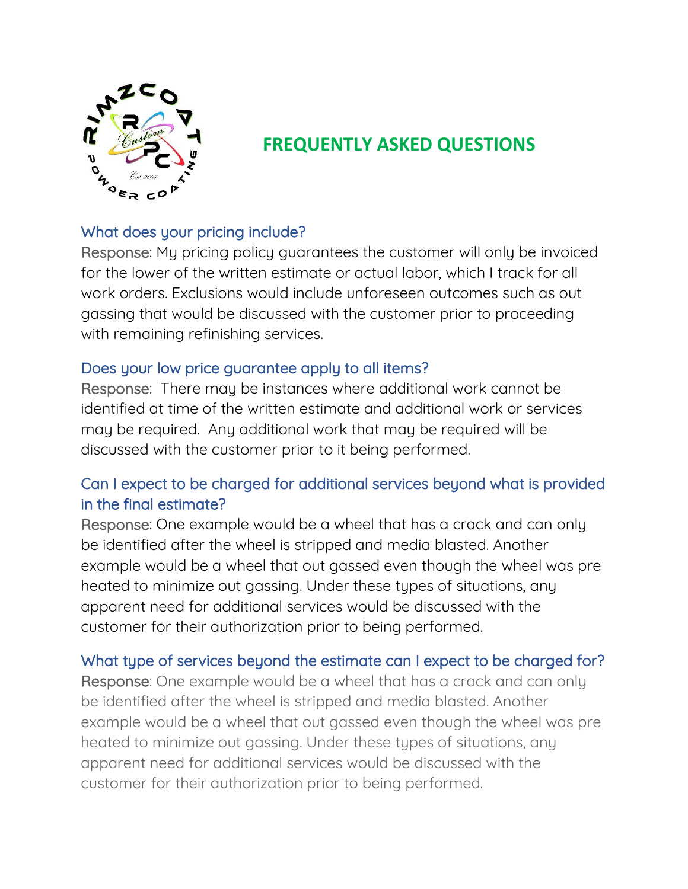# FREQUENTLY ASKED QUESTIONS

### What does your pricing include?

Response: My pricing policy guarantees the customer will only be invoiced for the lower of the written estimate or actual labor, which I track for all work orders. Exclusions would include unforeseen outcomes such as out gassing that would be discussed with the customer prior to proceeding with remaining refinishing services.

### Does your low price guarantee apply to all items?

Response: There may be instances where additional work cannot be identified at time of the written estimate and additional work or services may be required. Any additional work that may be required will be discussed with the customer prior to it being performed.

### Can I expect to be charged for additional services beyond what is provided in the final estimate?

Response: One example would be a wheel that has a crack and can only be identified after the wheel is stripped and media blasted. Another example would be a wheel that out gassed even though the wheel was pre heated to minimize out gassing. Under these types of situations, any apparent need for additional services would be discussed with the customer for their authorization prior to being performed.

### What type of services beyond the estimate can I expect to be charged for?

Response: One example would be a wheel that has a crack and can only be identified after the wheel is stripped and media blasted. Another example would be a wheel that out gassed even though the wheel was pre heated to minimize out gassing. Under these types of situations, any apparent need for additional services would be discussed with the customer for their authorization prior to being performed.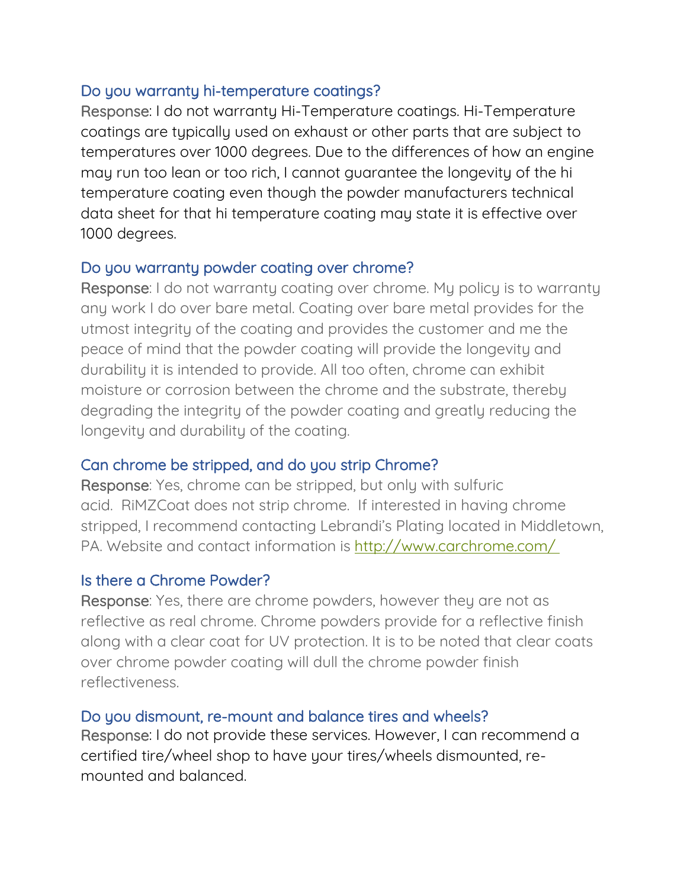### Do you warranty hi-temperature coatings?

Response: I do not warranty Hi-Temperature coatings. Hi-Temperature coatings are typically used on exhaust or other parts that are subject to temperatures over 1000 degrees. Due to the differences of how an engine may run too lean or too rich, I cannot guarantee the longevity of the hi temperature coating even though the powder manufacturers technical data sheet for that hi temperature coating may state it is effective over 1000 degrees.

### Do you warranty powder coating over chrome?

Response: I do not warranty coating over chrome. My policy is to warranty any work I do over bare metal. Coating over bare metal provides for the utmost integrity of the coating and provides the customer and me the peace of mind that the powder coating will provide the longevity and durability it is intended to provide. All too often, chrome can exhibit moisture or corrosion between the chrome and the substrate, thereby degrading the integrity of the powder coating and greatly reducing the longevity and durability of the coating.

### Can chrome be stripped, and do you strip Chrome?

Response: Yes, chrome can be stripped, but only with sulfuric acid. RiMZCoat does not strip chrome. If interested in having chrome stripped, I recommend contacting Lebrandi's Plating located in Middletown, PA. Website and contact information is [http://www.carchrome.com/](http://www.carchrome.com/)

### Is there a Chrome Powder?

Response: Yes, there are chrome powders, however they are not as reflective as real chrome. Chrome powders provide for a reflective finish along with a clear coat for UV protection. It is to be noted that clear coats over chrome powder coating will dull the chrome powder finish reflectiveness.

### Do you dismount, re-mount and balance tires and wheels?

Response: I do not provide these services. However, I can recommend a certified tire/wheel shop to have your tires/wheels dismounted, re-mounted and balanced.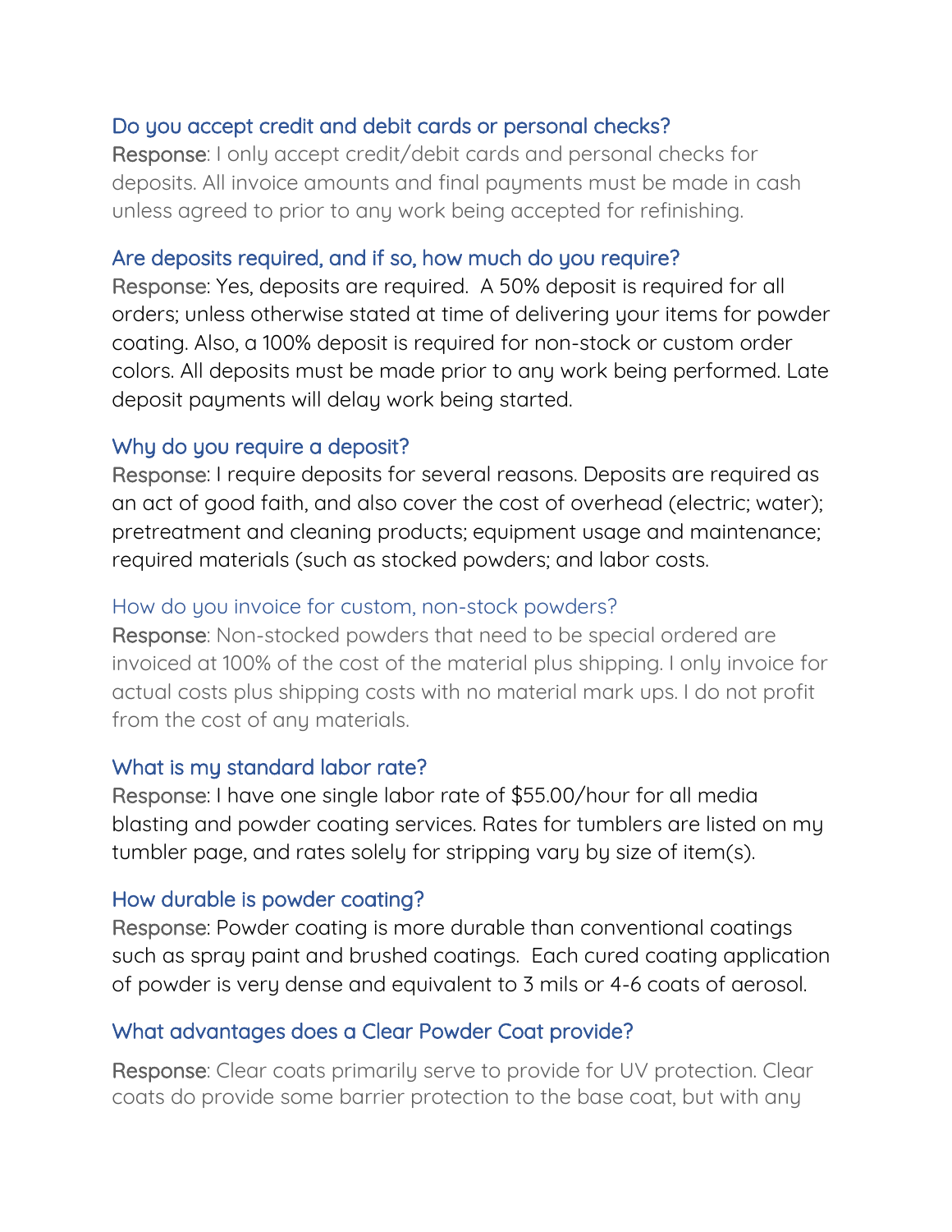### Do you accept credit and debit cards or personal checks?

**Response**: I only accept credit/debit cards and personal checks for deposits. All invoice amounts and final payments must be made in cash unless agreed to prior to any work being accepted for refinishing.

### Are deposits required, and if so, how much do you require?

**Response**: Yes, deposits are required. A 50% deposit is required for all orders; unless otherwise stated at time of delivering your items for powder coating. Also, a 100% deposit is required for non-stock or custom order colors. All deposits must be made prior to any work being performed. Late deposit payments will delay work being started.

### Why do you require a deposit?

**Response**: I require deposits for several reasons. Deposits are required as an act of good faith, and also cover the cost of overhead (electric; water); pretreatment and cleaning products; equipment usage and maintenance; required materials (such as stocked powders; and labor costs.

### How do you invoice for custom, non-stock powders?

**Response**: Non-stocked powders that need to be special ordered are invoiced at 100% of the cost of the material plus shipping. I only invoice for actual costs plus shipping costs with no material mark ups. I do not profit from the cost of any materials.

### What is my standard labor rate?

**Response**: I have one single labor rate of $55.00/hour for all media blasting and powder coating services. Rates for tumblers are listed on my tumbler page, and rates solely for stripping vary by size of item(s).

### How durable is powder coating?

**Response**: Powder coating is more durable than conventional coatings such as spray paint and brushed coatings. Each cured coating application of powder is very dense and equivalent to 3 mils or 4-6 coats of aerosol.

### What advantages does a Clear Powder Coat provide?

**Response**: Clear coats primarily serve to provide for UV protection. Clear coats do provide some barrier protection to the base coat, but with any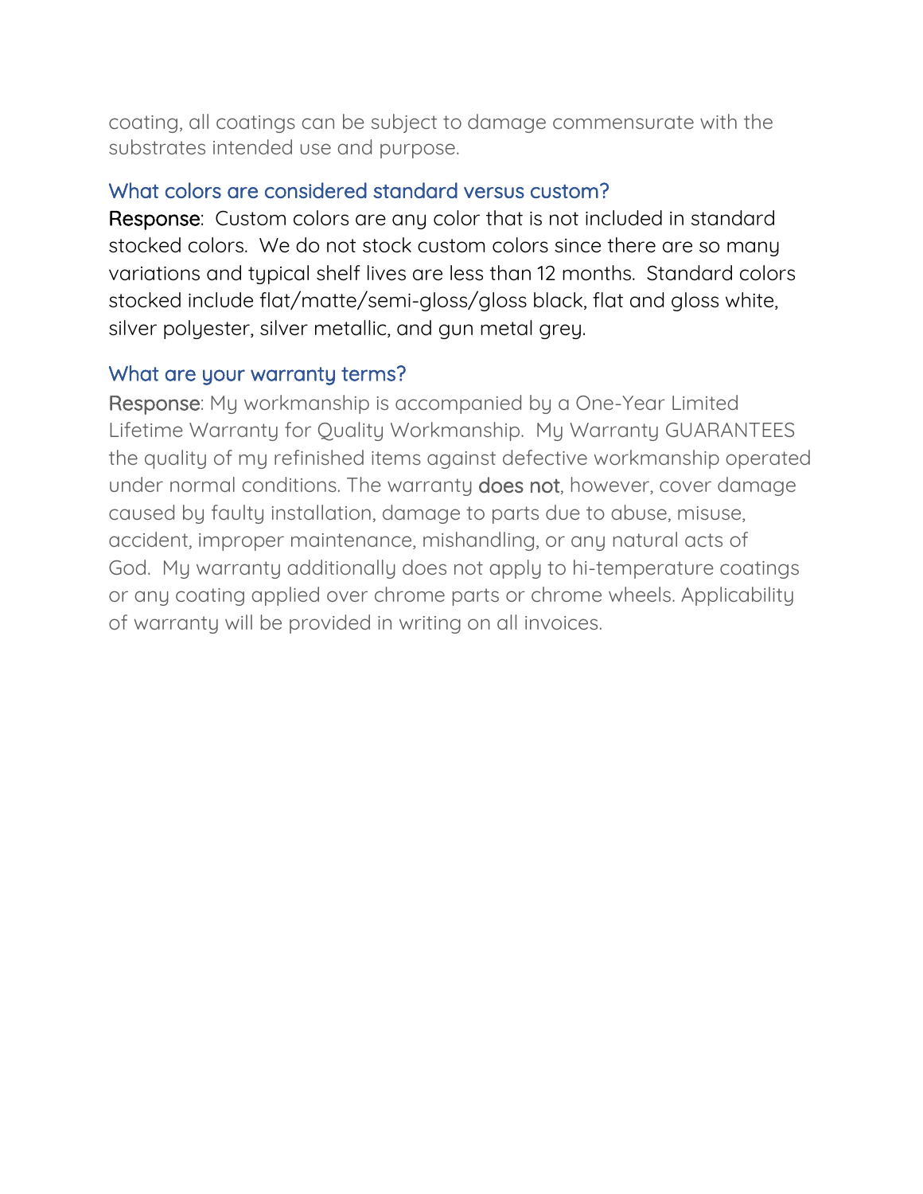coating, all coatings can be subject to damage commensurate with the substrates intended use and purpose.

### What colors are considered standard versus custom?

**Response**: Custom colors are any color that is not included in standard stocked colors. We do not stock custom colors since there are so many variations and typical shelf lives are less than 12 months. Standard colors stocked include flat/matte/semi-gloss/gloss black, flat and gloss white, silver polyester, silver metallic, and gun metal grey.

### What are your warranty terms?

**Response**: My workmanship is accompanied by a One-Year Limited Lifetime Warranty for Quality Workmanship. My Warranty GUARANTEES the quality of my refinished items against defective workmanship operated under normal conditions. The warranty **does not**, however, cover damage caused by faulty installation, damage to parts due to abuse, misuse, accident, improper maintenance, mishandling, or any natural acts of God. My warranty additionally does not apply to hi-temperature coatings or any coating applied over chrome parts or chrome wheels. Applicability of warranty will be provided in writing on all invoices.